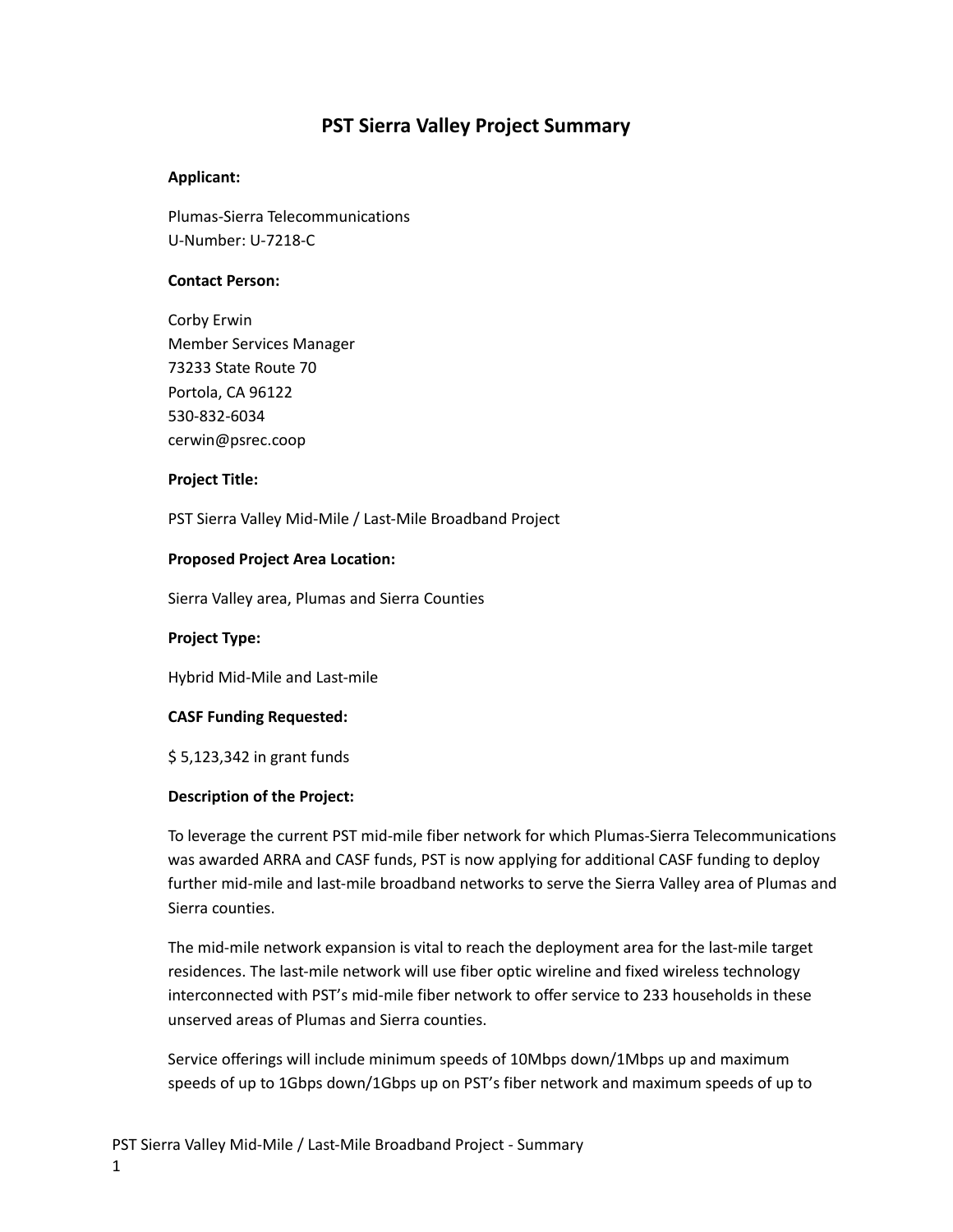# PST Sierra Valley Project Summary

**Applicant:**

Plumas-Sierra Telecommunications
U-Number: U-7218-C

**Contact Person:**

Corby Erwin
Member Services Manager
73233 State Route 70
Portola, CA 96122
530-832-6034
cerwin@psrec.coop

**Project Title:**

PST Sierra Valley Mid-Mile / Last-Mile Broadband Project

**Proposed Project Area Location:**

Sierra Valley area, Plumas and Sierra Counties

**Project Type:**

Hybrid Mid-Mile and Last-mile

**CASF Funding Requested:**

$ 5,123,342 in grant funds

**Description of the Project:**

To leverage the current PST mid-mile fiber network for which Plumas-Sierra Telecommunications was awarded ARRA and CASF funds, PST is now applying for additional CASF funding to deploy further mid-mile and last-mile broadband networks to serve the Sierra Valley area of Plumas and Sierra counties.

The mid-mile network expansion is vital to reach the deployment area for the last-mile target residences. The last-mile network will use fiber optic wireline and fixed wireless technology interconnected with PST's mid-mile fiber network to offer service to 233 households in these unserved areas of Plumas and Sierra counties.

Service offerings will include minimum speeds of 10Mbps down/1Mbps up and maximum speeds of up to 1Gbps down/1Gbps up on PST's fiber network and maximum speeds of up to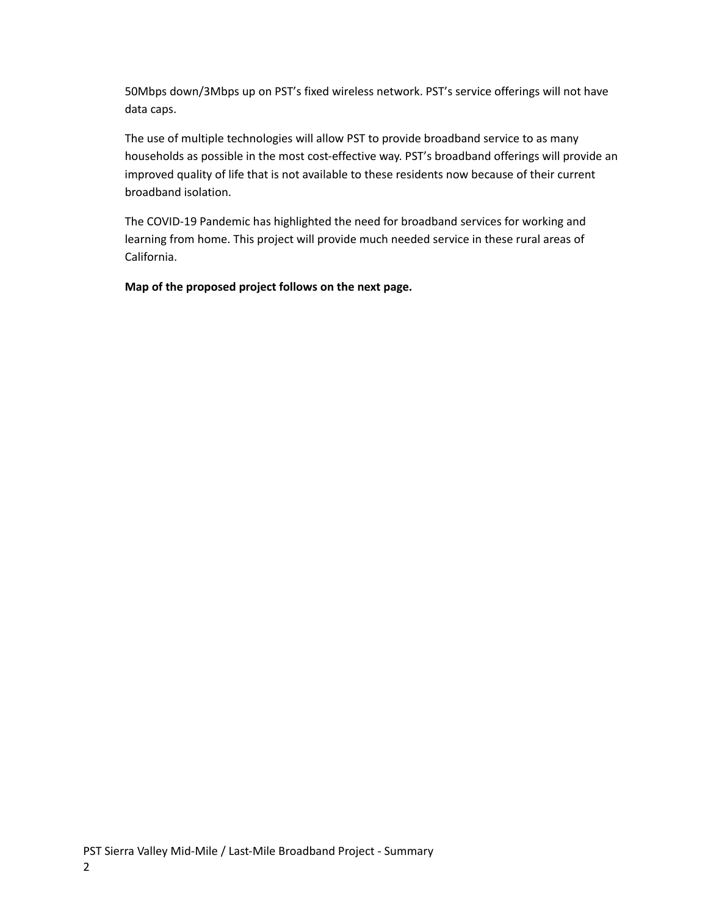50Mbps down/3Mbps up on PST's fixed wireless network. PST's service offerings will not have data caps.

The use of multiple technologies will allow PST to provide broadband service to as many households as possible in the most cost-effective way. PST's broadband offerings will provide an improved quality of life that is not available to these residents now because of their current broadband isolation.

The COVID-19 Pandemic has highlighted the need for broadband services for working and learning from home. This project will provide much needed service in these rural areas of California.

**Map of the proposed project follows on the next page.**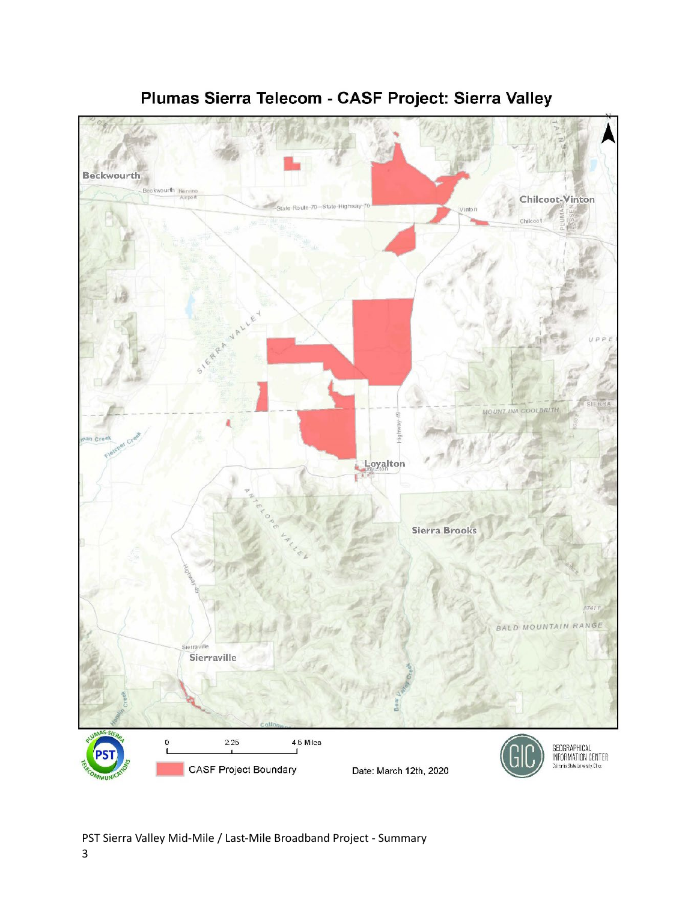# Plumas Sierra Telecom - CASF Project: Sierra Valley

Beckwourth

Chilcoot-Vinton

Loyalton

Sierra Brooks

Sierraville

0 2.25 4.5 Miles

CASF Project Boundary

Date: March 12th, 2020

GEOGRAPHICAL INFORMATION CENTER
California State University, Chico

PST Sierra Valley Mid-Mile / Last-Mile Broadband Project - Summary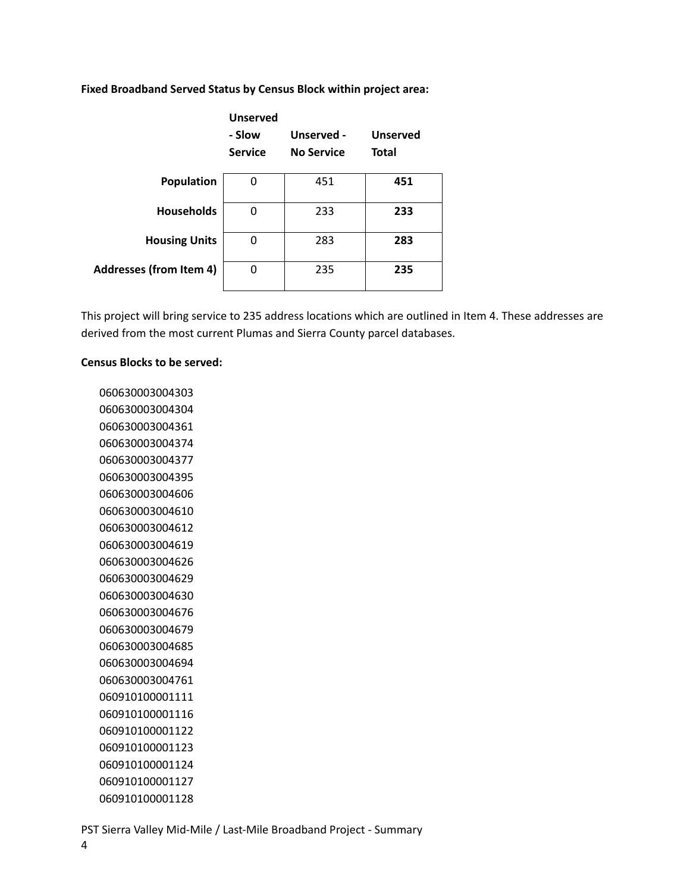**Fixed Broadband Served Status by Census Block within project area:**

| | Unserved - Slow Service | Unserved - No Service | Unserved Total |
|---|---|---|---|
| **Population** | 0 | 451 | **451** |
| **Households** | 0 | 233 | **233** |
| **Housing Units** | 0 | 283 | **283** |
| **Addresses (from Item 4)** | 0 | 235 | **235** |

This project will bring service to 235 address locations which are outlined in Item 4. These addresses are derived from the most current Plumas and Sierra County parcel databases.

**Census Blocks to be served:**

060630003004303
060630003004304
060630003004361
060630003004374
060630003004377
060630003004395
060630003004606
060630003004610
060630003004612
060630003004619
060630003004626
060630003004629
060630003004630
060630003004676
060630003004679
060630003004685
060630003004694
060630003004761
060910100001111
060910100001116
060910100001122
060910100001123
060910100001124
060910100001127
060910100001128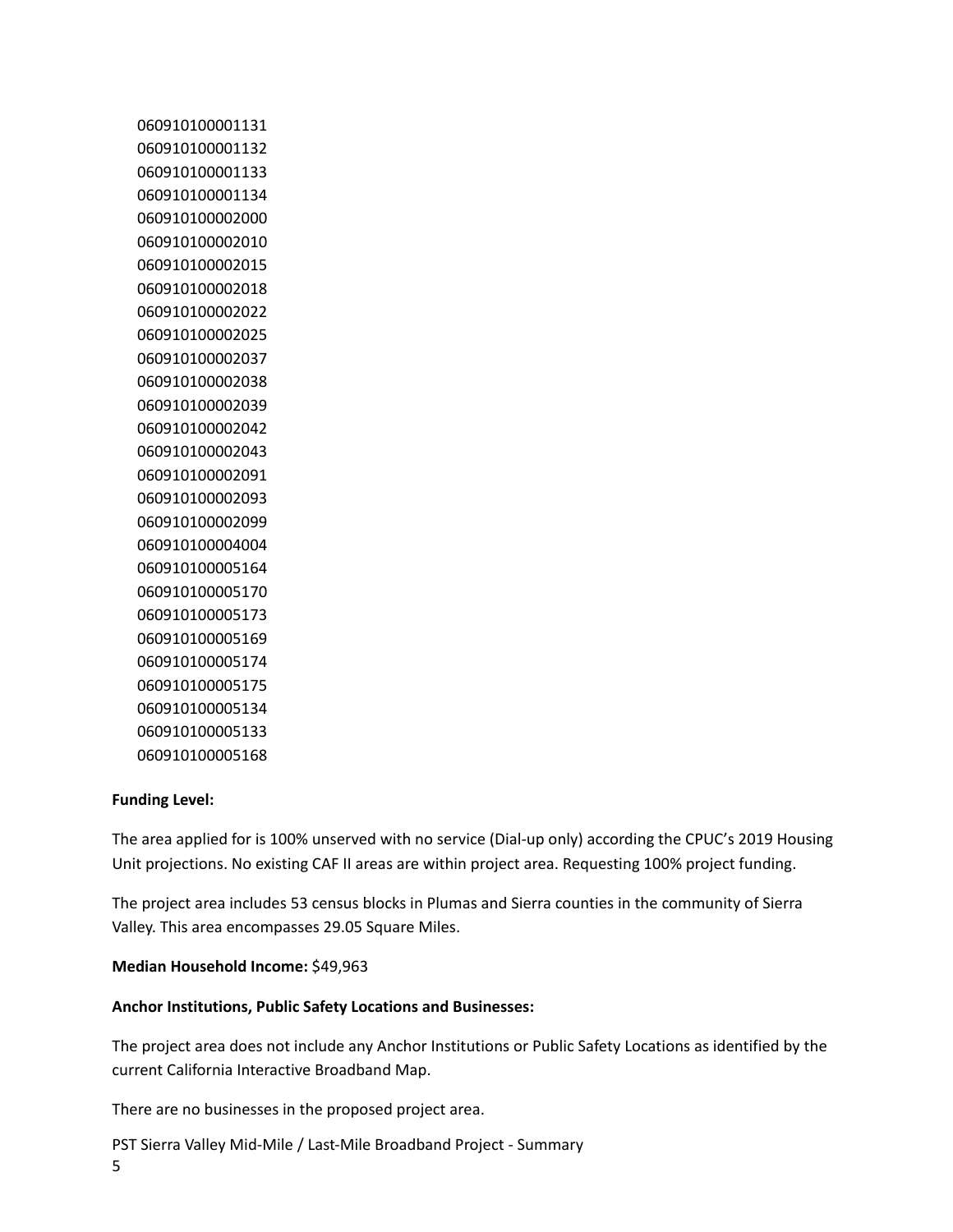060910100001131
060910100001132
060910100001133
060910100001134
060910100002000
060910100002010
060910100002015
060910100002018
060910100002022
060910100002025
060910100002037
060910100002038
060910100002039
060910100002042
060910100002043
060910100002091
060910100002093
060910100002099
060910100004004
060910100005164
060910100005170
060910100005173
060910100005169
060910100005174
060910100005175
060910100005134
060910100005133
060910100005168

**Funding Level:**

The area applied for is 100% unserved with no service (Dial-up only) according the CPUC's 2019 Housing Unit projections. No existing CAF II areas are within project area. Requesting 100% project funding.

The project area includes 53 census blocks in Plumas and Sierra counties in the community of Sierra Valley. This area encompasses 29.05 Square Miles.

**Median Household Income:** $49,963

**Anchor Institutions, Public Safety Locations and Businesses:**

The project area does not include any Anchor Institutions or Public Safety Locations as identified by the current California Interactive Broadband Map.

There are no businesses in the proposed project area.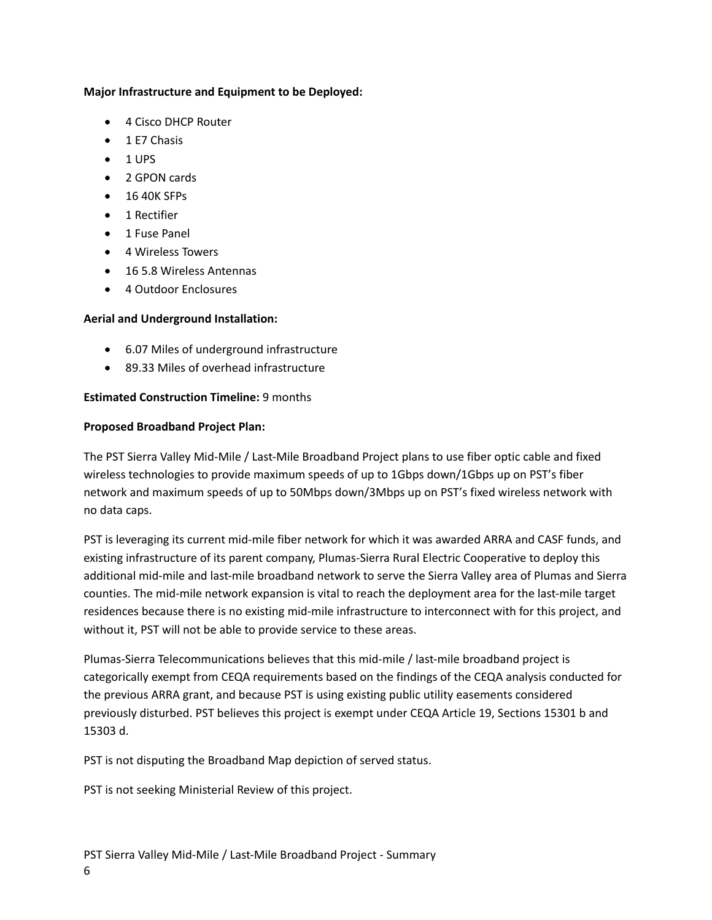**Major Infrastructure and Equipment to be Deployed:**

- 4 Cisco DHCP Router
- 1 E7 Chasis
- 1 UPS
- 2 GPON cards
- 16 40K SFPs
- 1 Rectifier
- 1 Fuse Panel
- 4 Wireless Towers
- 16 5.8 Wireless Antennas
- 4 Outdoor Enclosures

**Aerial and Underground Installation:**

- 6.07 Miles of underground infrastructure
- 89.33 Miles of overhead infrastructure

**Estimated Construction Timeline:** 9 months

**Proposed Broadband Project Plan:**

The PST Sierra Valley Mid-Mile / Last-Mile Broadband Project plans to use fiber optic cable and fixed wireless technologies to provide maximum speeds of up to 1Gbps down/1Gbps up on PST's fiber network and maximum speeds of up to 50Mbps down/3Mbps up on PST's fixed wireless network with no data caps.

PST is leveraging its current mid-mile fiber network for which it was awarded ARRA and CASF funds, and existing infrastructure of its parent company, Plumas-Sierra Rural Electric Cooperative to deploy this additional mid-mile and last-mile broadband network to serve the Sierra Valley area of Plumas and Sierra counties. The mid-mile network expansion is vital to reach the deployment area for the last-mile target residences because there is no existing mid-mile infrastructure to interconnect with for this project, and without it, PST will not be able to provide service to these areas.

Plumas-Sierra Telecommunications believes that this mid-mile / last-mile broadband project is categorically exempt from CEQA requirements based on the findings of the CEQA analysis conducted for the previous ARRA grant, and because PST is using existing public utility easements considered previously disturbed. PST believes this project is exempt under CEQA Article 19, Sections 15301 b and 15303 d.

PST is not disputing the Broadband Map depiction of served status.

PST is not seeking Ministerial Review of this project.